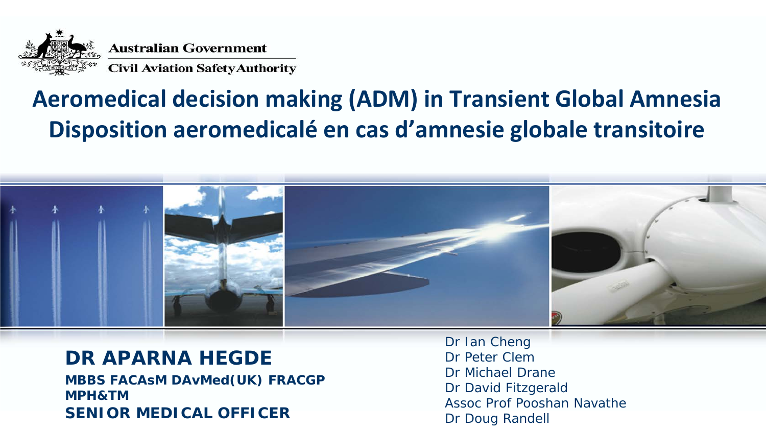Australian Government

Civil Aviation Safety Authority

# Aeromedical decision making (ADM) in Transient Global Amnesia

# Disposition aeromedicalé en cas d'amnesie globale transitoire

**DR APARNA HEGDE**

**MBBS FACAsM DAvMed(UK) FRACGP MPH&TM**

**SENIOR MEDICAL OFFICER**

Dr Ian Cheng
Dr Peter Clem
Dr Michael Drane
Dr David Fitzgerald
Assoc Prof Pooshan Navathe
Dr Doug Randell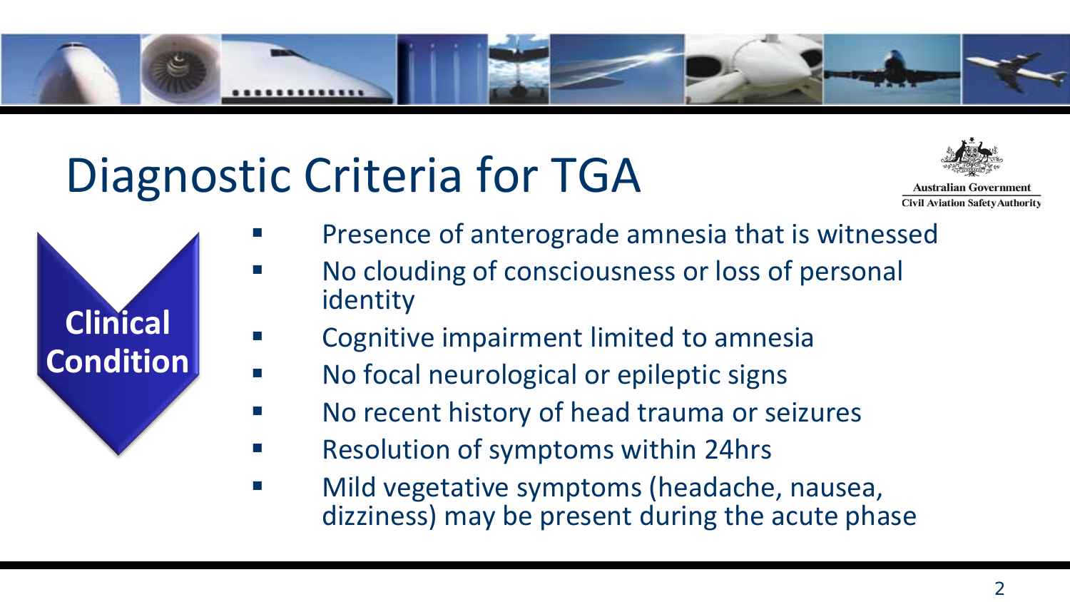# Diagnostic Criteria for TGA

Australian Government
Civil Aviation Safety Authority

**Clinical Condition**

- Presence of anterograde amnesia that is witnessed
- No clouding of consciousness or loss of personal identity
- Cognitive impairment limited to amnesia
- No focal neurological or epileptic signs
- No recent history of head trauma or seizures
- Resolution of symptoms within 24hrs
- Mild vegetative symptoms (headache, nausea, dizziness) may be present during the acute phase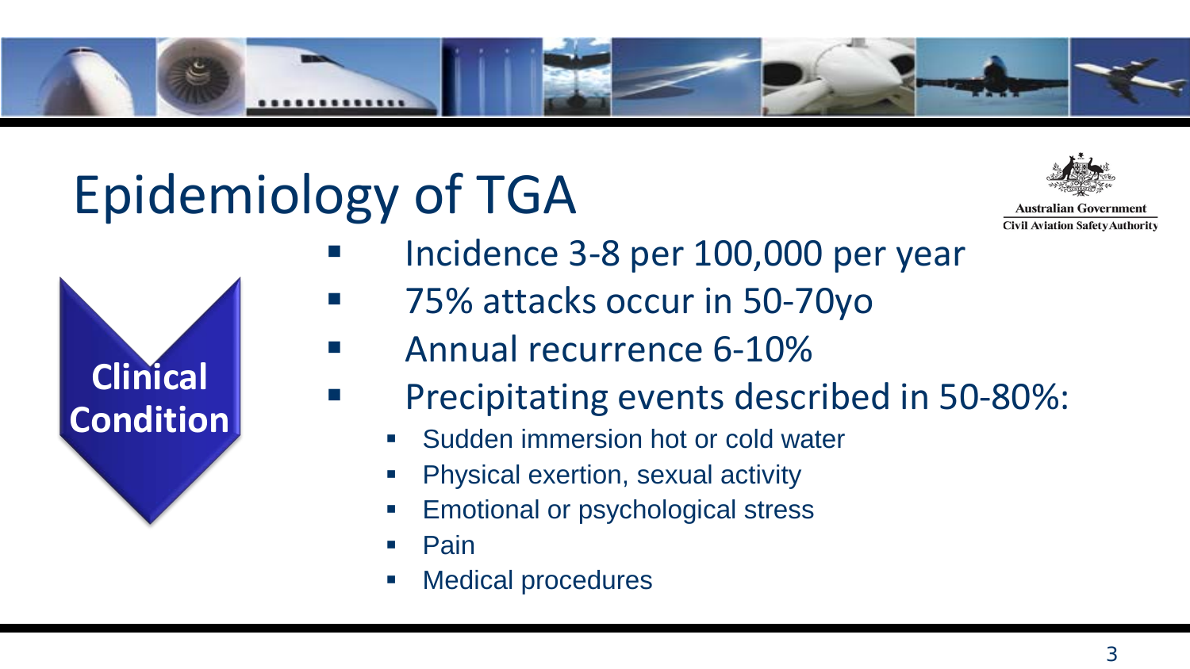# Epidemiology of TGA

Australian Government
Civil Aviation Safety Authority

**Clinical Condition**

- Incidence 3-8 per 100,000 per year
- 75% attacks occur in 50-70yo
- Annual recurrence 6-10%
- Precipitating events described in 50-80%:
  - Sudden immersion hot or cold water
  - Physical exertion, sexual activity
  - Emotional or psychological stress
  - Pain
  - Medical procedures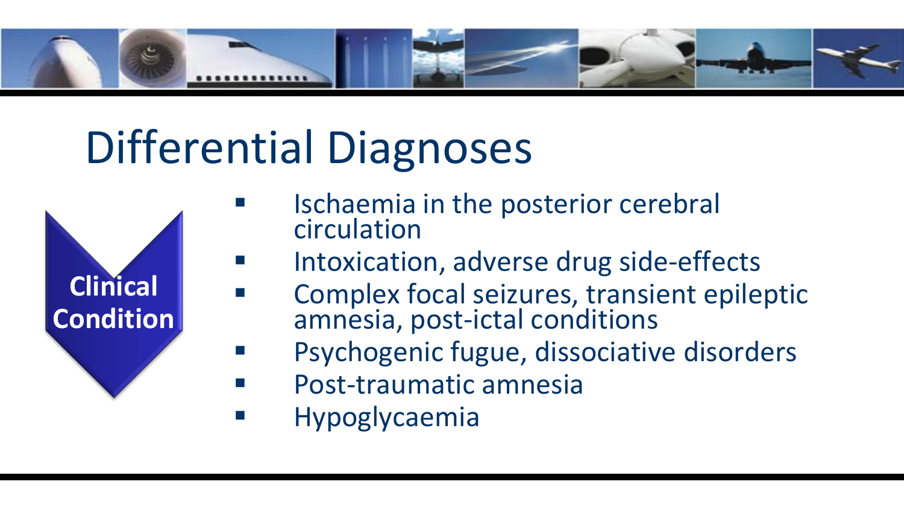# Differential Diagnoses

**Clinical Condition**

- Ischaemia in the posterior cerebral circulation
- Intoxication, adverse drug side-effects
- Complex focal seizures, transient epileptic amnesia, post-ictal conditions
- Psychogenic fugue, dissociative disorders
- Post-traumatic amnesia
- Hypoglycaemia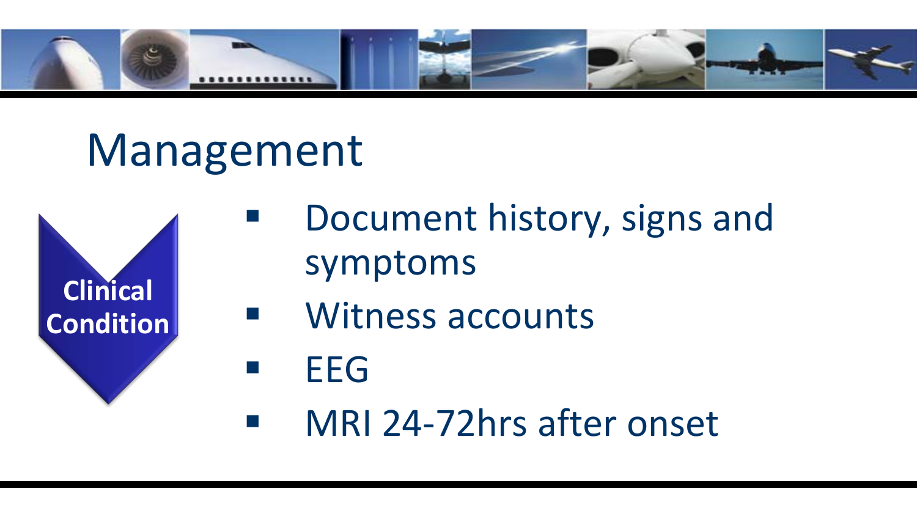# Management

**Clinical Condition**

- Document history, signs and symptoms
- Witness accounts
- EEG
- MRI 24-72hrs after onset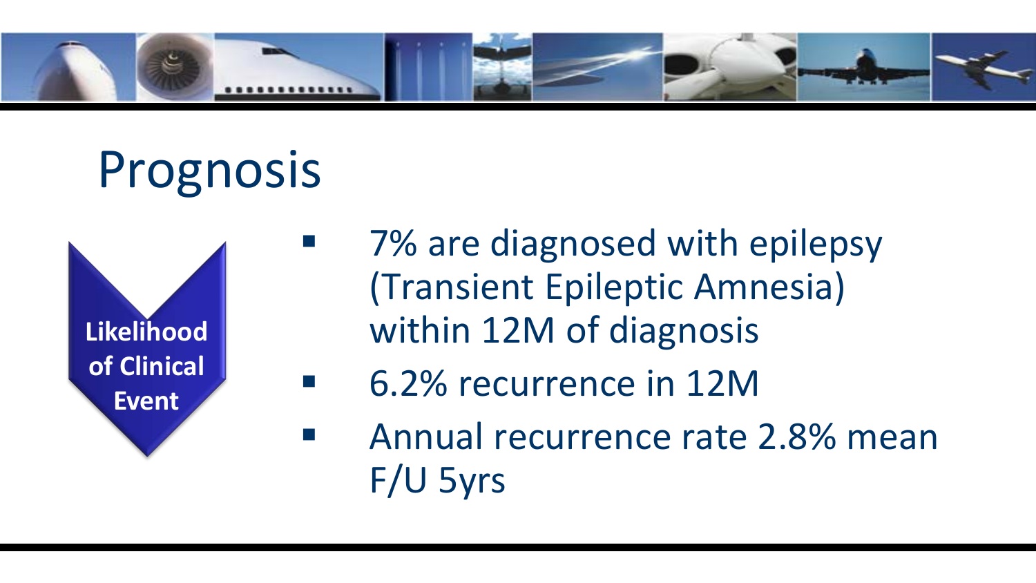# Prognosis

**Likelihood of Clinical Event**

- 7% are diagnosed with epilepsy (Transient Epileptic Amnesia) within 12M of diagnosis
- 6.2% recurrence in 12M
- Annual recurrence rate 2.8% mean F/U 5yrs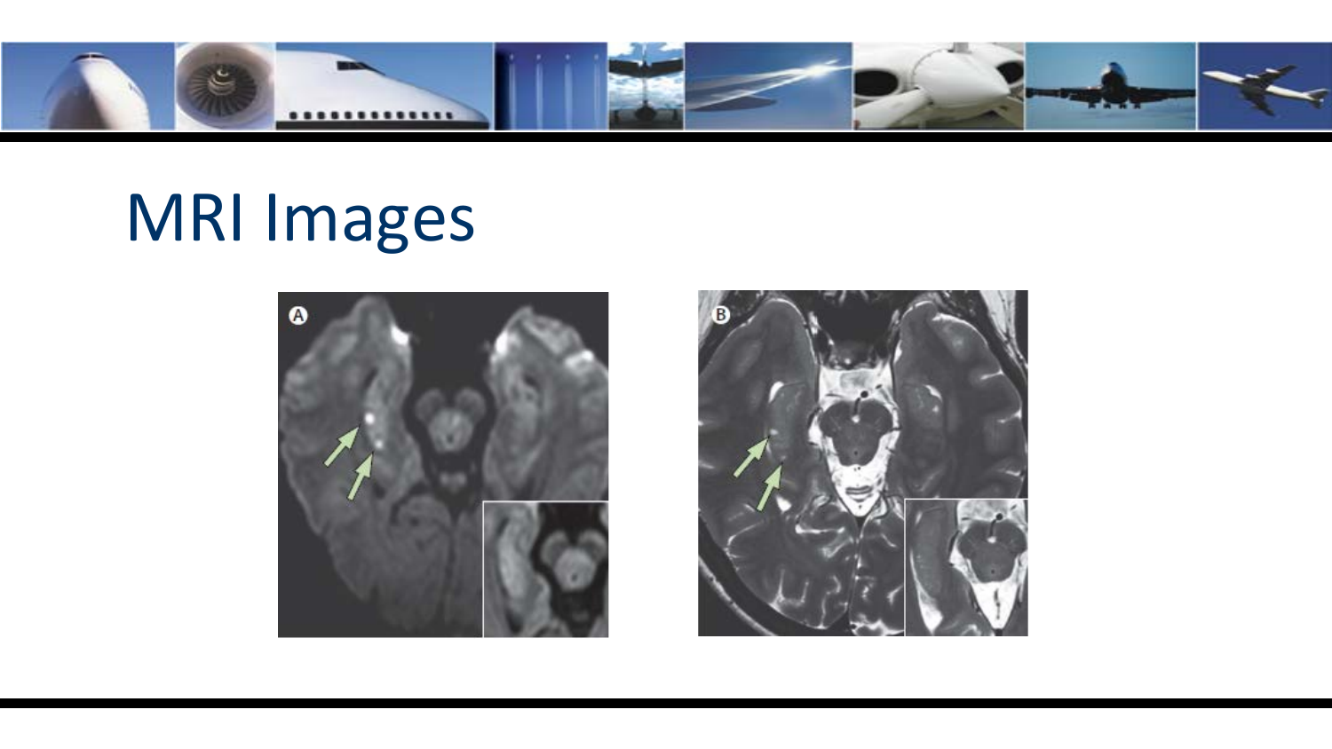# MRI Images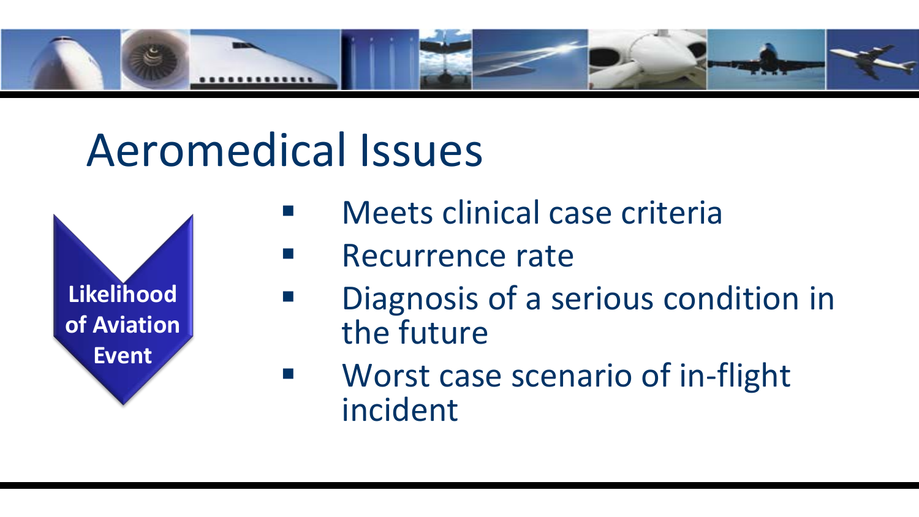# Aeromedical Issues

**Likelihood of Aviation Event**

- Meets clinical case criteria
- Recurrence rate
- Diagnosis of a serious condition in the future
- Worst case scenario of in-flight incident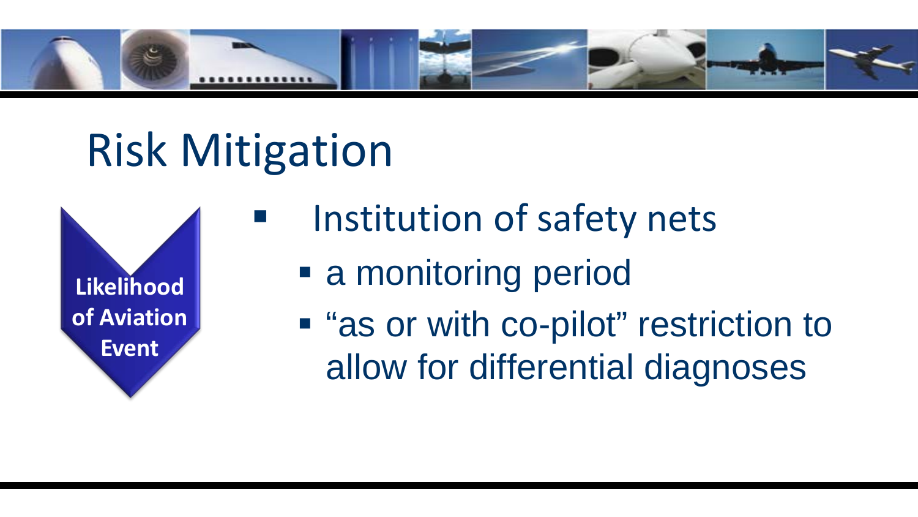# Risk Mitigation

Likelihood of Aviation Event

- Institution of safety nets
  - a monitoring period
  - "as or with co-pilot" restriction to allow for differential diagnoses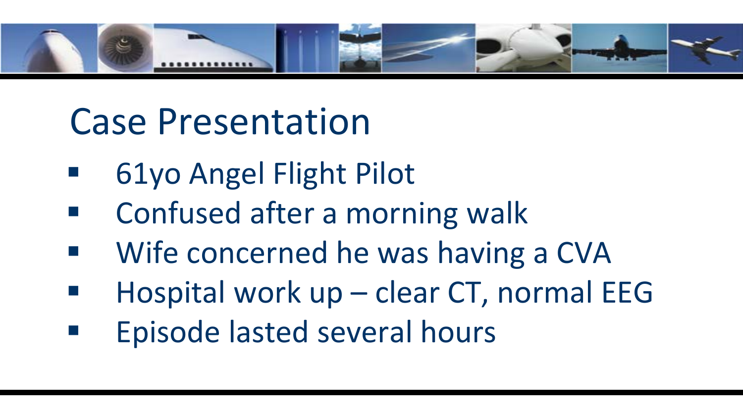# Case Presentation

- 61yo Angel Flight Pilot
- Confused after a morning walk
- Wife concerned he was having a CVA
- Hospital work up – clear CT, normal EEG
- Episode lasted several hours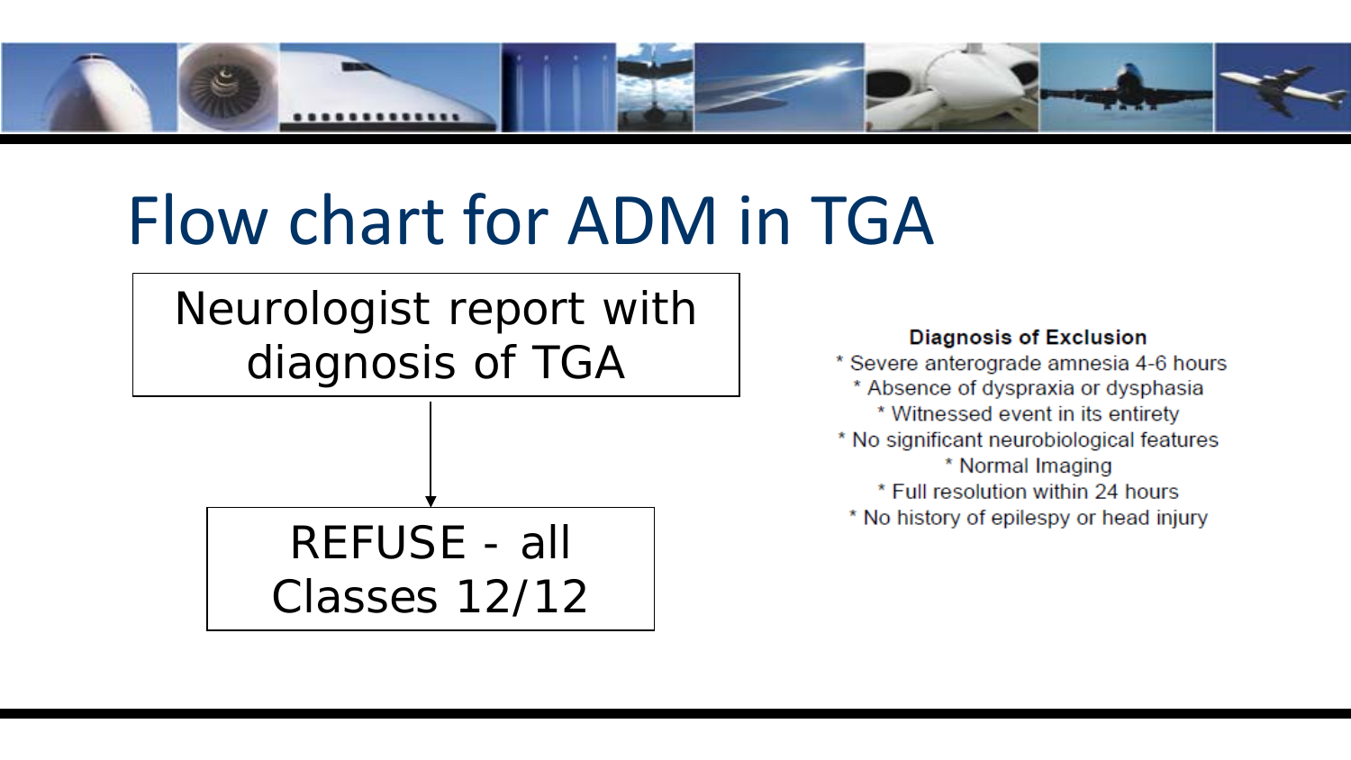# Flow chart for ADM in TGA

Neurologist report with diagnosis of TGA

↓

REFUSE - all Classes 12/12

**Diagnosis of Exclusion**

* Severe anterograde amnesia 4-6 hours
* Absence of dyspraxia or dysphasia
* Witnessed event in its entirety
* No significant neurobiological features
* Normal Imaging
* Full resolution within 24 hours
* No history of epilespy or head injury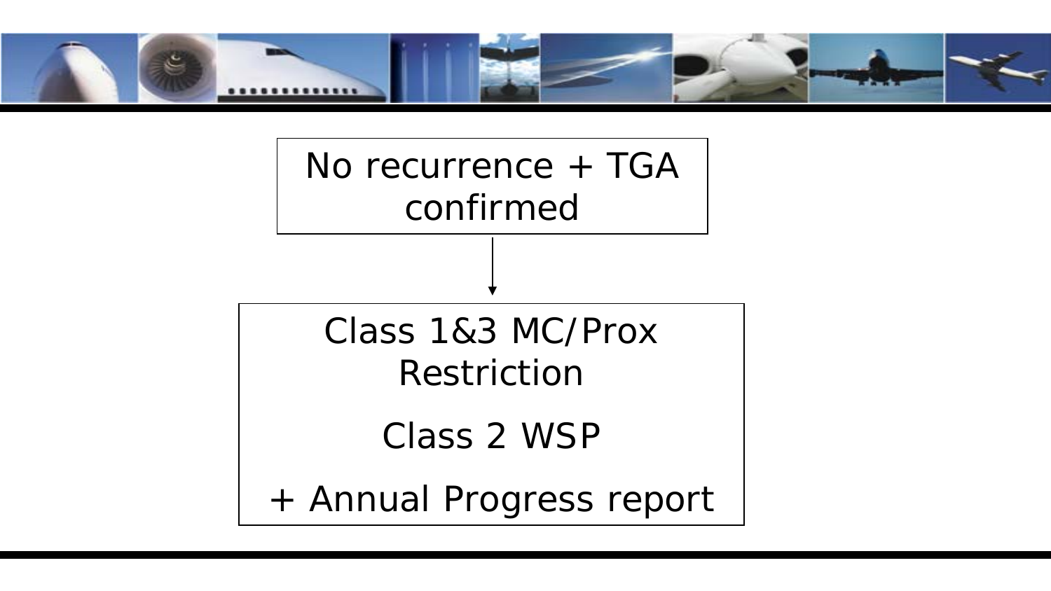No recurrence + TGA confirmed

↓

Class 1&3 MC/Prox Restriction

Class 2 WSP

+ Annual Progress report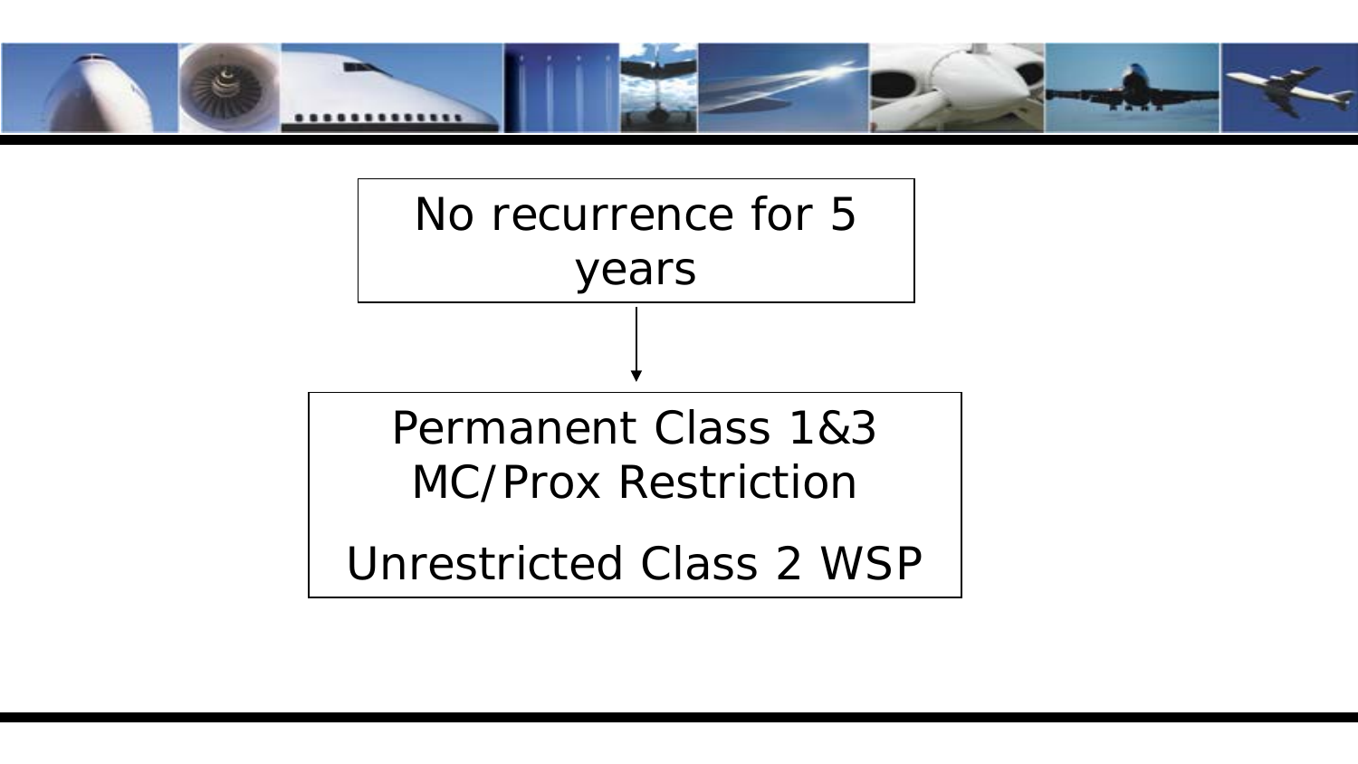No recurrence for 5 years

↓

Permanent Class 1&3 MC/Prox Restriction

Unrestricted Class 2 WSP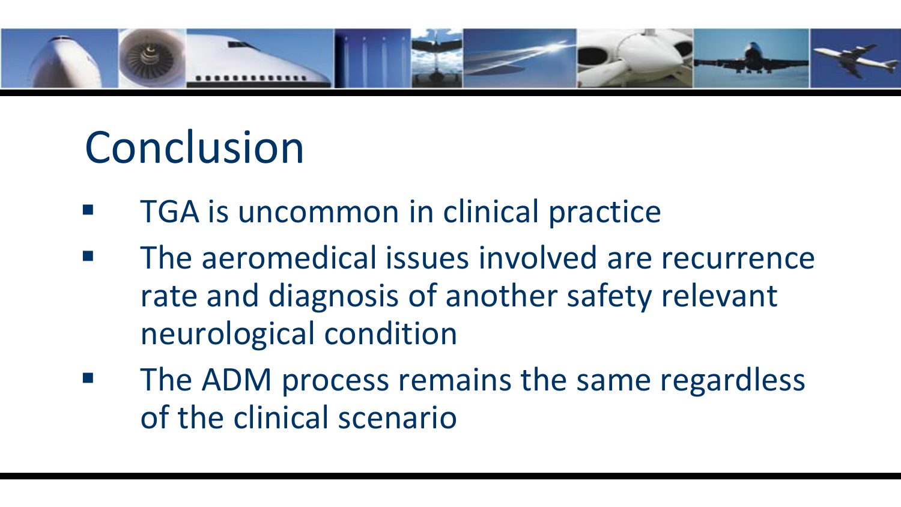# Conclusion

- TGA is uncommon in clinical practice
- The aeromedical issues involved are recurrence rate and diagnosis of another safety relevant neurological condition
- The ADM process remains the same regardless of the clinical scenario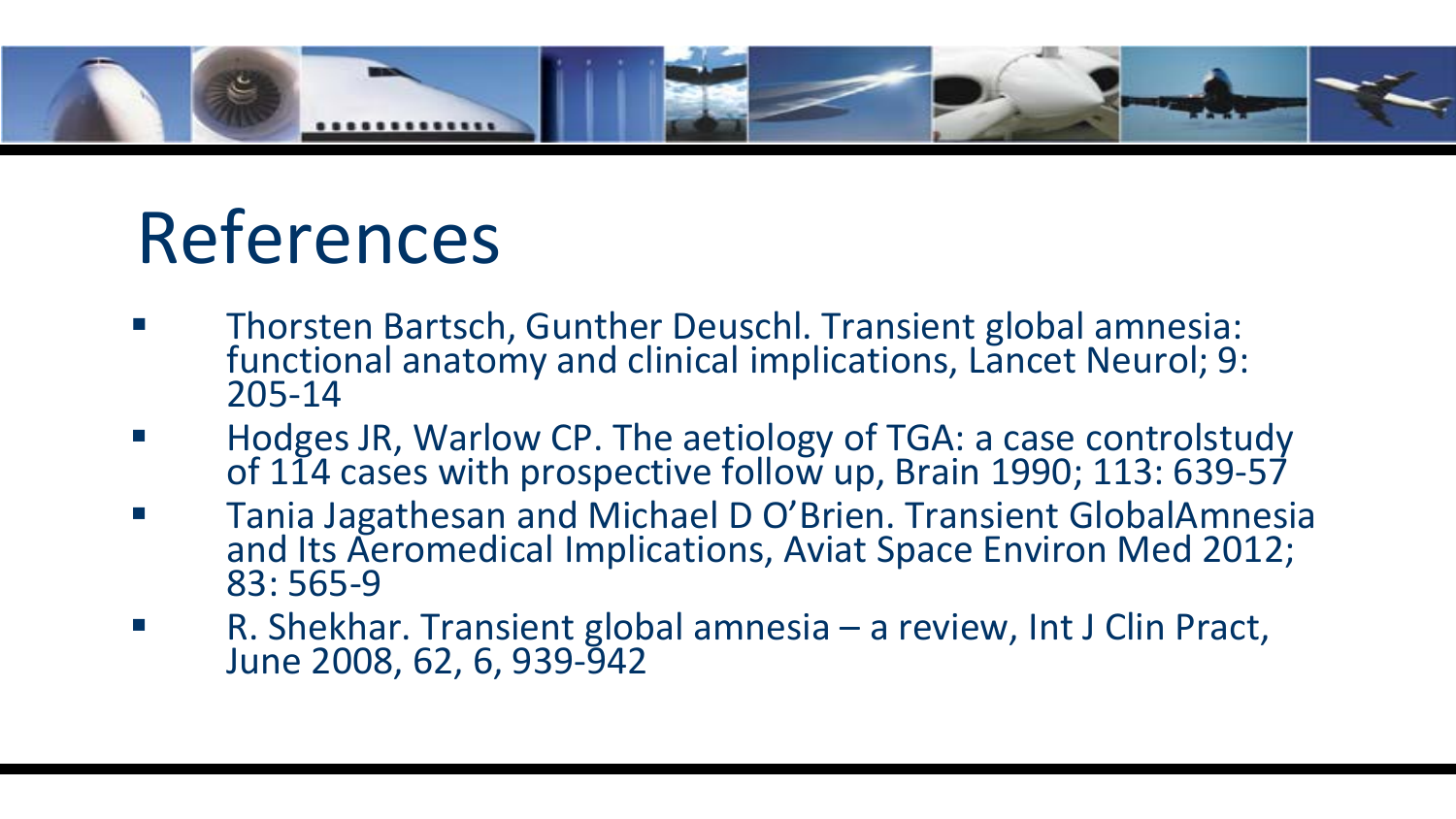# References

- Thorsten Bartsch, Gunther Deuschl. Transient global amnesia: functional anatomy and clinical implications, Lancet Neurol; 9: 205-14
- Hodges JR, Warlow CP. The aetiology of TGA: a case controlstudy of 114 cases with prospective follow up, Brain 1990; 113: 639-57
- Tania Jagathesan and Michael D O'Brien. Transient GlobalAmnesia and Its Aeromedical Implications, Aviat Space Environ Med 2012; 83: 565-9
- R. Shekhar. Transient global amnesia – a review, Int J Clin Pract, June 2008, 62, 6, 939-942